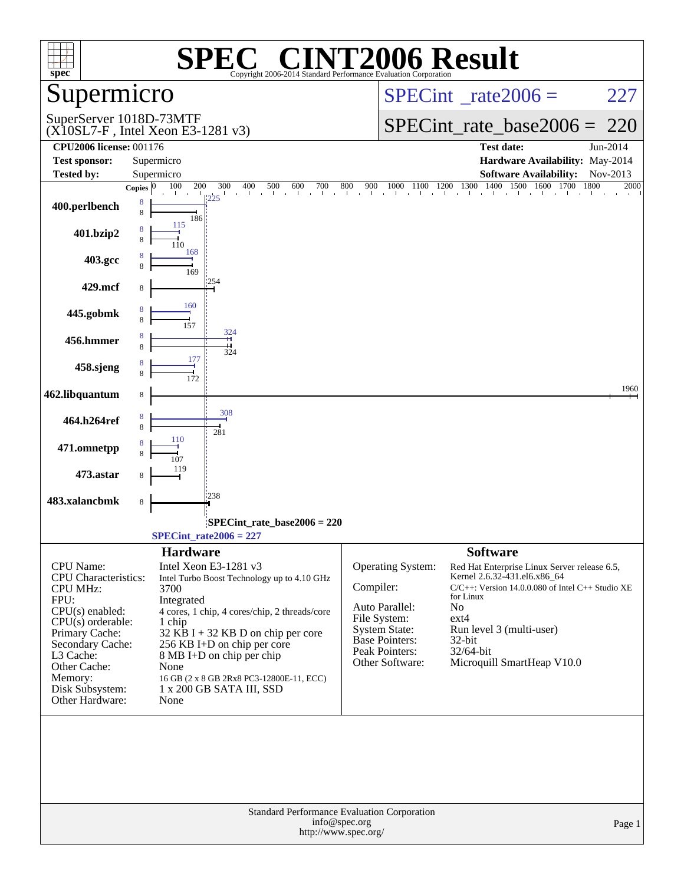# SPEC CINT2006 Result

Copyright 2006-2014 Standard Performance Evaluation Corporation

## Supermicro

SuperServer 1018D-73MTF
(X10SL7-F , Intel Xeon E3-1281 v3)

SPECint_rate2006 = 227

SPECint_rate_base2006 = 220

| | | | |
|---|---|---|---|
| **CPU2006 license:** 001176 | | **Test date:** | Jun-2014 |
| **Test sponsor:** | Supermicro | **Hardware Availability:** | May-2014 |
| **Tested by:** | Supermicro | **Software Availability:** | Nov-2013 |

| Benchmark | Copies | Peak | Base |
|---|---|---|---|
| 400.perlbench | 8 | 225 | 186 |
| 401.bzip2 | 8 | 115 | 110 |
| 403.gcc | 8 | 168 | 169 |
| 429.mcf | 8 | | 254 |
| 445.gobmk | 8 | 160 | 157 |
| 456.hmmer | 8 | 324 | 324 |
| 458.sjeng | 8 | 177 | 172 |
| 462.libquantum | 8 | | 1960 |
| 464.h264ref | 8 | 308 | 281 |
| 471.omnetpp | 8 | 110 | 107 |
| 473.astar | 8 | | 119 |
| 483.xalancbmk | 8 | | 238 |

SPECint_rate_base2006 = 220

SPECint_rate2006 = 227

### Hardware

| | |
|---|---|
| CPU Name: | Intel Xeon E3-1281 v3 |
| CPU Characteristics: | Intel Turbo Boost Technology up to 4.10 GHz |
| CPU MHz: | 3700 |
| FPU: | Integrated |
| CPU(s) enabled: | 4 cores, 1 chip, 4 cores/chip, 2 threads/core |
| CPU(s) orderable: | 1 chip |
| Primary Cache: | 32 KB I + 32 KB D on chip per core |
| Secondary Cache: | 256 KB I+D on chip per core |
| L3 Cache: | 8 MB I+D on chip per chip |
| Other Cache: | None |
| Memory: | 16 GB (2 x 8 GB 2Rx8 PC3-12800E-11, ECC) |
| Disk Subsystem: | 1 x 200 GB SATA III, SSD |
| Other Hardware: | None |

### Software

| | |
|---|---|
| Operating System: | Red Hat Enterprise Linux Server release 6.5, Kernel 2.6.32-431.el6.x86_64 |
| Compiler: | C/C++: Version 14.0.0.080 of Intel C++ Studio XE for Linux |
| Auto Parallel: | No |
| File System: | ext4 |
| System State: | Run level 3 (multi-user) |
| Base Pointers: | 32-bit |
| Peak Pointers: | 32/64-bit |
| Other Software: | Microquill SmartHeap V10.0 |

Standard Performance Evaluation Corporation
info@spec.org
http://www.spec.org/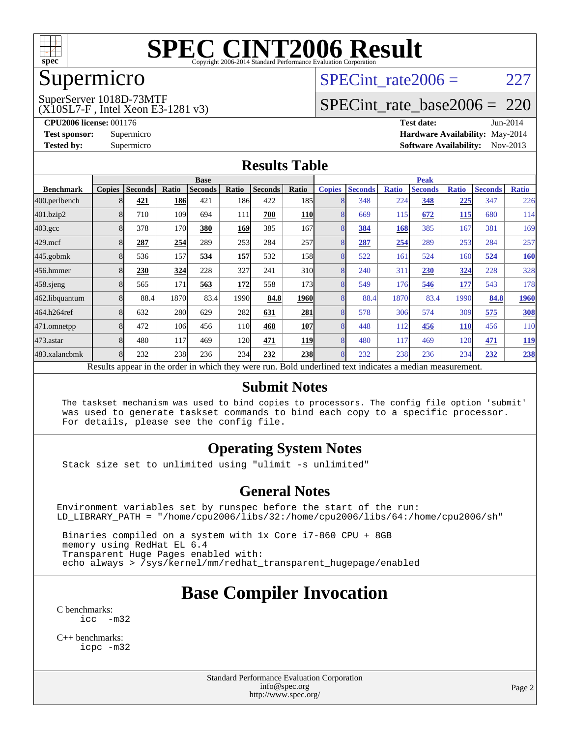# SPEC CINT2006 Result

Copyright 2006-2014 Standard Performance Evaluation Corporation

# Supermicro

SuperServer 1018D-73MTF
(X10SL7-F , Intel Xeon E3-1281 v3)

SPECint_rate2006 = 227

SPECint_rate_base2006 = 220

**CPU2006 license:** 001176
**Test sponsor:** Supermicro
**Tested by:** Supermicro

**Test date:** Jun-2014
**Hardware Availability:** May-2014
**Software Availability:** Nov-2013

## Results Table

| Benchmark | Base | | | | | | | Peak | | | | | | |
|---|---|---|---|---|---|---|---|---|---|---|---|---|---|---|
| | Copies | Seconds | Ratio | Seconds | Ratio | Seconds | Ratio | Copies | Seconds | Ratio | Seconds | Ratio | Seconds | Ratio |
| 400.perlbench | 8 | **421** | **186** | 421 | 186 | 422 | 185 | 8 | 348 | 224 | **348** | **225** | 347 | 226 |
| 401.bzip2 | 8 | 710 | 109 | 694 | 111 | **700** | **110** | 8 | 669 | 115 | **672** | **115** | 680 | 114 |
| 403.gcc | 8 | 378 | 170 | **380** | **169** | 385 | 167 | 8 | **384** | **168** | 385 | 167 | 381 | 169 |
| 429.mcf | 8 | **287** | **254** | 289 | 253 | 284 | 257 | 8 | **287** | **254** | 289 | 253 | 284 | 257 |
| 445.gobmk | 8 | 536 | 157 | **534** | **157** | 532 | 158 | 8 | 522 | 161 | 524 | 160 | **524** | **160** |
| 456.hmmer | 8 | **230** | **324** | 228 | 327 | 241 | 310 | 8 | 240 | 311 | **230** | **324** | 228 | 328 |
| 458.sjeng | 8 | 565 | 171 | **563** | **172** | 558 | 173 | 8 | 549 | 176 | **546** | **177** | 543 | 178 |
| 462.libquantum | 8 | 88.4 | 1870 | 83.4 | 1990 | **84.8** | **1960** | 8 | 88.4 | 1870 | 83.4 | 1990 | **84.8** | **1960** |
| 464.h264ref | 8 | 632 | 280 | 629 | 282 | **631** | **281** | 8 | 578 | 306 | 574 | 309 | **575** | **308** |
| 471.omnetpp | 8 | 472 | 106 | 456 | 110 | **468** | **107** | 8 | 448 | 112 | **456** | **110** | 456 | 110 |
| 473.astar | 8 | 480 | 117 | 469 | 120 | **471** | **119** | 8 | 480 | 117 | 469 | 120 | **471** | **119** |
| 483.xalancbmk | 8 | 232 | 238 | 236 | 234 | **232** | **238** | 8 | 232 | 238 | 236 | 234 | **232** | **238** |

Results appear in the order in which they were run. Bold underlined text indicates a median measurement.

## Submit Notes

```
The taskset mechanism was used to bind copies to processors. The config file option 'submit'
was used to generate taskset commands to bind each copy to a specific processor.
For details, please see the config file.
```

## Operating System Notes

```
Stack size set to unlimited using "ulimit -s unlimited"
```

## General Notes

```
Environment variables set by runspec before the start of the run:
LD_LIBRARY_PATH = "/home/cpu2006/libs/32:/home/cpu2006/libs/64:/home/cpu2006/sh"

 Binaries compiled on a system with 1x Core i7-860 CPU + 8GB
 memory using RedHat EL 6.4
 Transparent Huge Pages enabled with:
 echo always > /sys/kernel/mm/redhat_transparent_hugepage/enabled
```

# Base Compiler Invocation

C benchmarks:
```
icc  -m32
```

C++ benchmarks:
```
icpc -m32
```

Standard Performance Evaluation Corporation
info@spec.org
http://www.spec.org/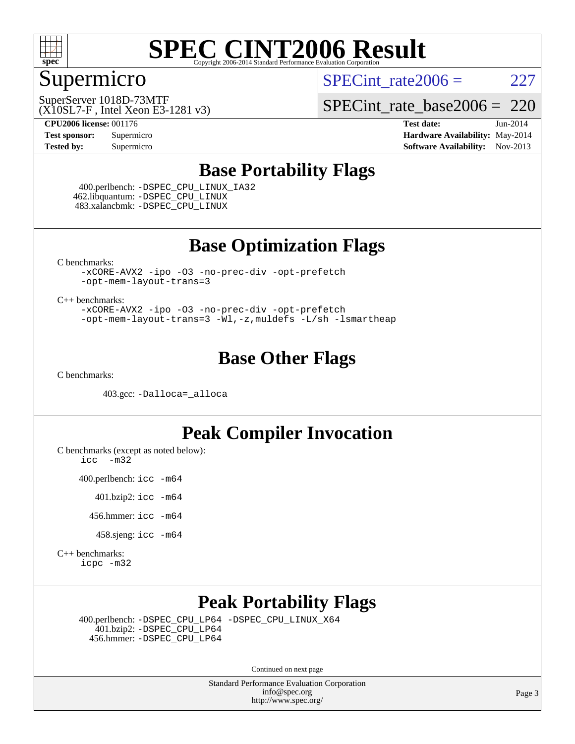# SPEC CINT2006 Result

Copyright 2006-2014 Standard Performance Evaluation Corporation

## Supermicro

SuperServer 1018D-73MTF
(X10SL7-F , Intel Xeon E3-1281 v3)

SPECint_rate2006 = 227

SPECint_rate_base2006 = 220

| | | | |
|---|---|---|---|
| **CPU2006 license:** 001176 | | **Test date:** | Jun-2014 |
| **Test sponsor:** | Supermicro | **Hardware Availability:** | May-2014 |
| **Tested by:** | Supermicro | **Software Availability:** | Nov-2013 |

## Base Portability Flags

400.perlbench: -DSPEC_CPU_LINUX_IA32
462.libquantum: -DSPEC_CPU_LINUX
483.xalancbmk: -DSPEC_CPU_LINUX

## Base Optimization Flags

C benchmarks:
-xCORE-AVX2 -ipo -O3 -no-prec-div -opt-prefetch
-opt-mem-layout-trans=3

C++ benchmarks:
-xCORE-AVX2 -ipo -O3 -no-prec-div -opt-prefetch
-opt-mem-layout-trans=3 -Wl,-z,muldefs -L/sh -lsmartheap

## Base Other Flags

C benchmarks:

403.gcc: -Dalloca=_alloca

## Peak Compiler Invocation

C benchmarks (except as noted below):
icc -m32

400.perlbench: icc -m64

401.bzip2: icc -m64

456.hmmer: icc -m64

458.sjeng: icc -m64

C++ benchmarks:
icpc -m32

## Peak Portability Flags

400.perlbench: -DSPEC_CPU_LP64 -DSPEC_CPU_LINUX_X64
401.bzip2: -DSPEC_CPU_LP64
456.hmmer: -DSPEC_CPU_LP64

Continued on next page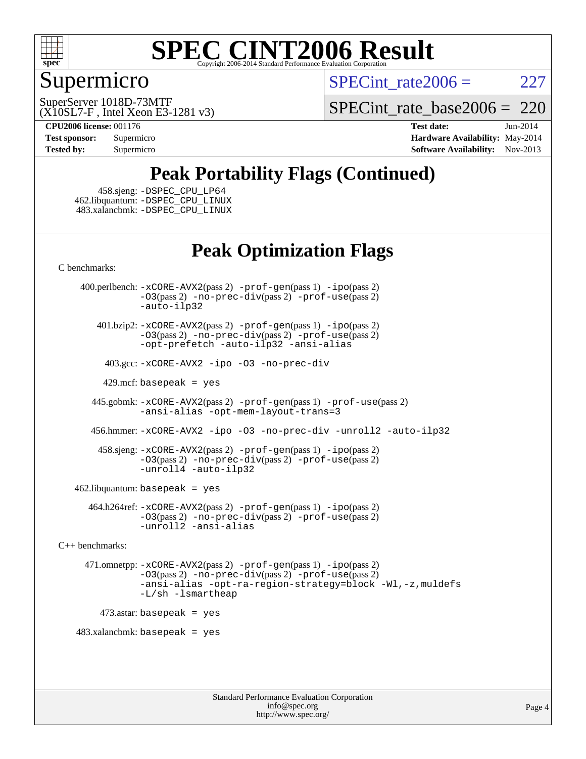# SPEC CINT2006 Result

Copyright 2006-2014 Standard Performance Evaluation Corporation

## Supermicro

SuperServer 1018D-73MTF
(X10SL7-F , Intel Xeon E3-1281 v3)

SPECint_rate2006 = 227

SPECint_rate_base2006 = 220

| | | | |
|---|---|---|---|
| **CPU2006 license:** | 001176 | **Test date:** | Jun-2014 |
| **Test sponsor:** | Supermicro | **Hardware Availability:** | May-2014 |
| **Tested by:** | Supermicro | **Software Availability:** | Nov-2013 |

## Peak Portability Flags (Continued)

458.sjeng: -DSPEC_CPU_LP64
462.libquantum: -DSPEC_CPU_LINUX
483.xalancbmk: -DSPEC_CPU_LINUX

## Peak Optimization Flags

C benchmarks:

400.perlbench: -xCORE-AVX2(pass 2) -prof-gen(pass 1) -ipo(pass 2) -O3(pass 2) -no-prec-div(pass 2) -prof-use(pass 2) -auto-ilp32

401.bzip2: -xCORE-AVX2(pass 2) -prof-gen(pass 1) -ipo(pass 2) -O3(pass 2) -no-prec-div(pass 2) -prof-use(pass 2) -opt-prefetch -auto-ilp32 -ansi-alias

403.gcc: -xCORE-AVX2 -ipo -O3 -no-prec-div

429.mcf: basepeak = yes

445.gobmk: -xCORE-AVX2(pass 2) -prof-gen(pass 1) -prof-use(pass 2) -ansi-alias -opt-mem-layout-trans=3

456.hmmer: -xCORE-AVX2 -ipo -O3 -no-prec-div -unroll2 -auto-ilp32

458.sjeng: -xCORE-AVX2(pass 2) -prof-gen(pass 1) -ipo(pass 2) -O3(pass 2) -no-prec-div(pass 2) -prof-use(pass 2) -unroll4 -auto-ilp32

462.libquantum: basepeak = yes

464.h264ref: -xCORE-AVX2(pass 2) -prof-gen(pass 1) -ipo(pass 2) -O3(pass 2) -no-prec-div(pass 2) -prof-use(pass 2) -unroll2 -ansi-alias

C++ benchmarks:

471.omnetpp: -xCORE-AVX2(pass 2) -prof-gen(pass 1) -ipo(pass 2) -O3(pass 2) -no-prec-div(pass 2) -prof-use(pass 2) -ansi-alias -opt-ra-region-strategy=block -Wl,-z,muldefs -L/sh -lsmartheap

473.astar: basepeak = yes

483.xalancbmk: basepeak = yes

Standard Performance Evaluation Corporation
info@spec.org
http://www.spec.org/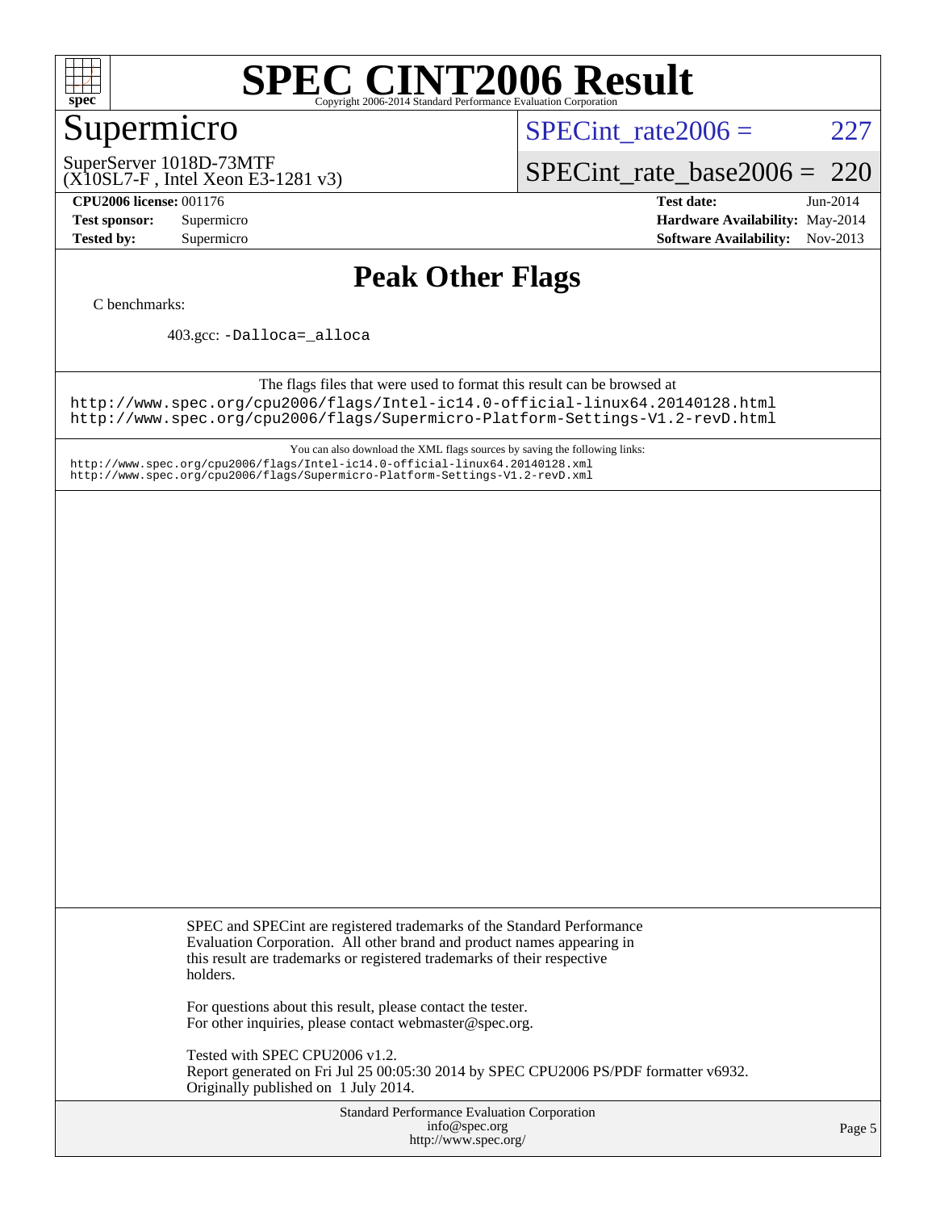# SPEC CINT2006 Result

Copyright 2006-2014 Standard Performance Evaluation Corporation

## Supermicro

SuperServer 1018D-73MTF
(X10SL7-F , Intel Xeon E3-1281 v3)

SPECint_rate2006 = 227

SPECint_rate_base2006 = 220

**CPU2006 license:** 001176
**Test sponsor:** Supermicro
**Tested by:** Supermicro

**Test date:** Jun-2014
**Hardware Availability:** May-2014
**Software Availability:** Nov-2013

## Peak Other Flags

C benchmarks:

403.gcc: -Dalloca=_alloca

The flags files that were used to format this result can be browsed at
http://www.spec.org/cpu2006/flags/Intel-ic14.0-official-linux64.20140128.html
http://www.spec.org/cpu2006/flags/Supermicro-Platform-Settings-V1.2-revD.html

You can also download the XML flags sources by saving the following links:
http://www.spec.org/cpu2006/flags/Intel-ic14.0-official-linux64.20140128.xml
http://www.spec.org/cpu2006/flags/Supermicro-Platform-Settings-V1.2-revD.xml

SPEC and SPECint are registered trademarks of the Standard Performance Evaluation Corporation. All other brand and product names appearing in this result are trademarks or registered trademarks of their respective holders.

For questions about this result, please contact the tester.
For other inquiries, please contact webmaster@spec.org.

Tested with SPEC CPU2006 v1.2.
Report generated on Fri Jul 25 00:05:30 2014 by SPEC CPU2006 PS/PDF formatter v6932.
Originally published on 1 July 2014.

Standard Performance Evaluation Corporation
info@spec.org
http://www.spec.org/